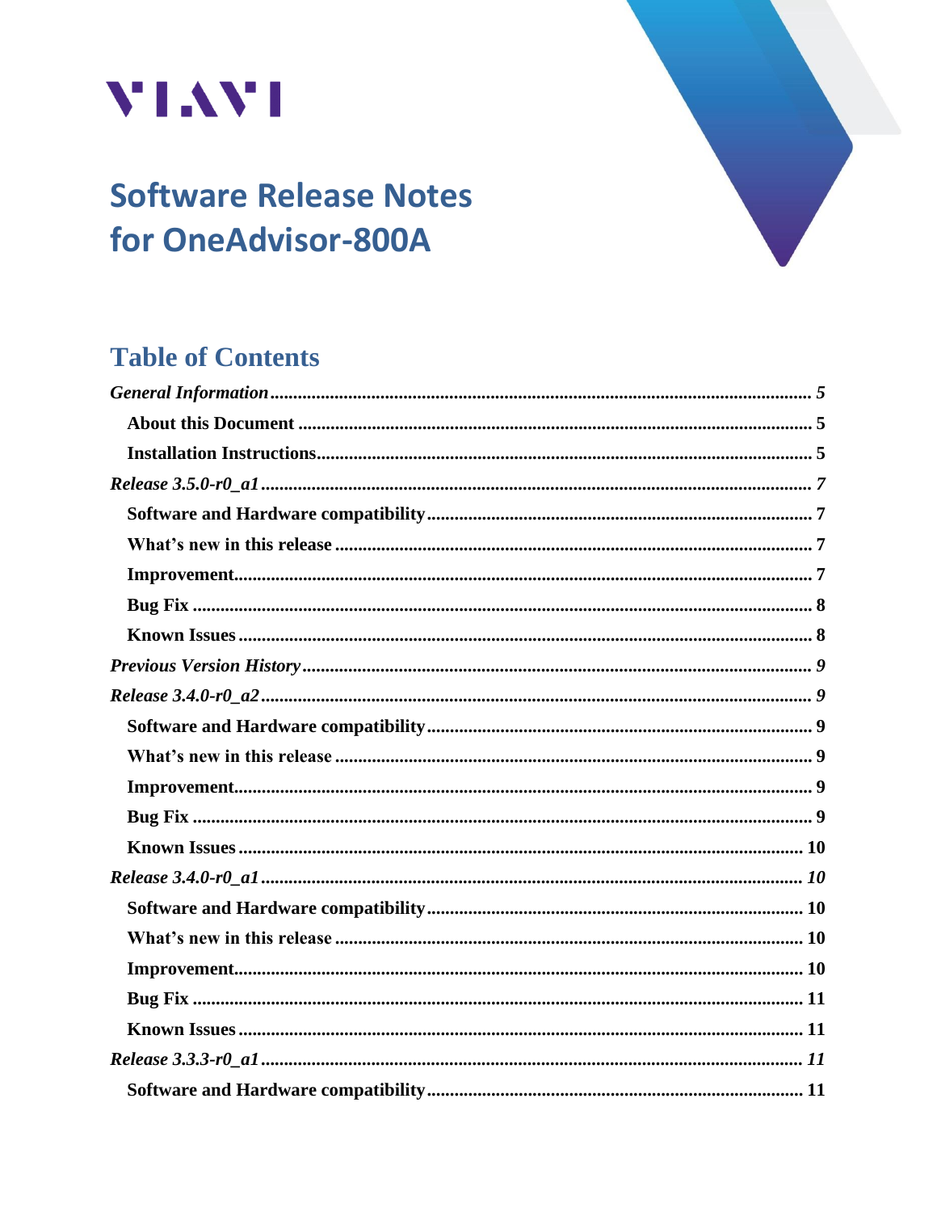VIAVI

# Software Release Notes for OneAdvisor-800A

## Table of Contents

*General Information* ..... *5*

- **About this Document** ..... **5**
- **Installation Instructions** ..... **5**

*Release 3.5.0-r0_a1* ..... *7*

- **Software and Hardware compatibility** ..... **7**
- **What's new in this release** ..... **7**
- **Improvement** ..... **7**
- **Bug Fix** ..... **8**
- **Known Issues** ..... **8**

*Previous Version History* ..... *9*

*Release 3.4.0-r0_a2* ..... *9*

- **Software and Hardware compatibility** ..... **9**
- **What's new in this release** ..... **9**
- **Improvement** ..... **9**
- **Bug Fix** ..... **9**
- **Known Issues** ..... **10**

*Release 3.4.0-r0_a1* ..... *10*

- **Software and Hardware compatibility** ..... **10**
- **What's new in this release** ..... **10**
- **Improvement** ..... **10**
- **Bug Fix** ..... **11**
- **Known Issues** ..... **11**

*Release 3.3.3-r0_a1* ..... *11*

- **Software and Hardware compatibility** ..... **11**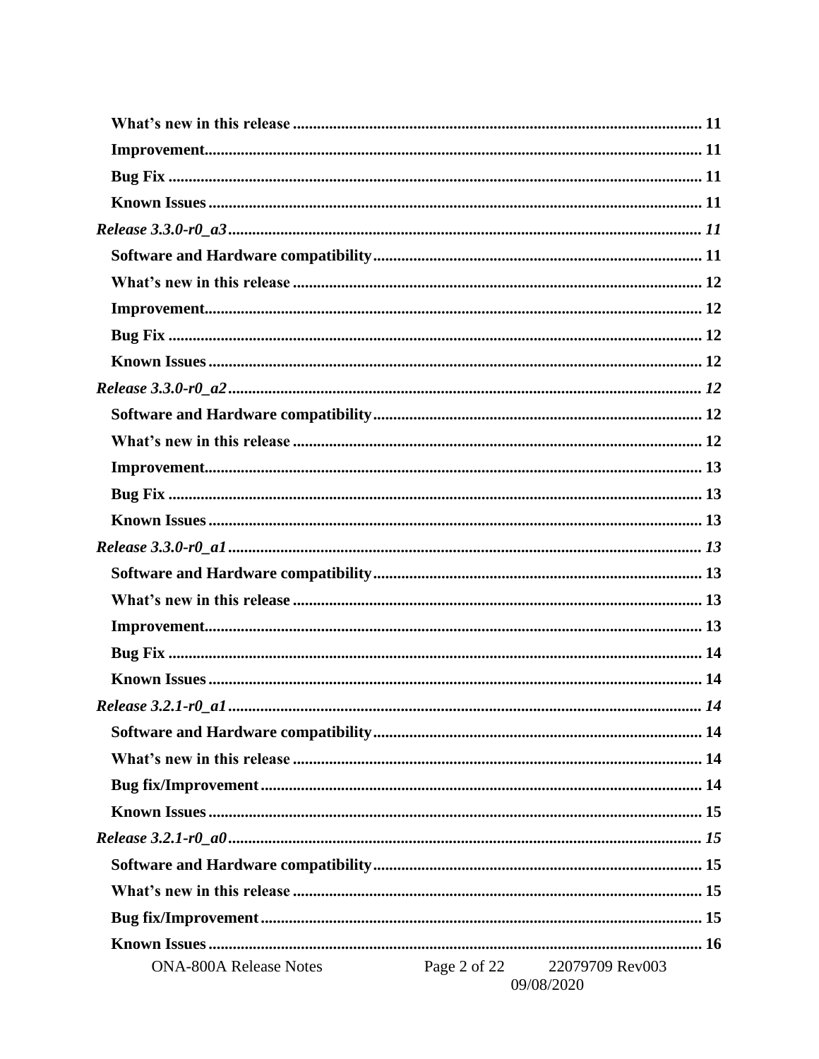What's new in this release ..................................................................................................... 11
Improvement.......................................................................................................................... 11
Bug Fix ................................................................................................................................... 11
Known Issues .......................................................................................................................... 11
*Release 3.3.0-r0_a3* .................................................................................................................... *11*
Software and Hardware compatibility ................................................................................. 11
What's new in this release ..................................................................................................... 12
Improvement.......................................................................................................................... 12
Bug Fix ................................................................................................................................... 12
Known Issues .......................................................................................................................... 12
*Release 3.3.0-r0_a2* .................................................................................................................... *12*
Software and Hardware compatibility ................................................................................. 12
What's new in this release ..................................................................................................... 12
Improvement.......................................................................................................................... 13
Bug Fix ................................................................................................................................... 13
Known Issues .......................................................................................................................... 13
*Release 3.3.0-r0_a1* .................................................................................................................... *13*
Software and Hardware compatibility ................................................................................. 13
What's new in this release ..................................................................................................... 13
Improvement.......................................................................................................................... 13
Bug Fix ................................................................................................................................... 14
Known Issues .......................................................................................................................... 14
*Release 3.2.1-r0_a1* .................................................................................................................... *14*
Software and Hardware compatibility ................................................................................. 14
What's new in this release ..................................................................................................... 14
Bug fix/Improvement ............................................................................................................. 14
Known Issues .......................................................................................................................... 15
*Release 3.2.1-r0_a0* .................................................................................................................... *15*
Software and Hardware compatibility ................................................................................. 15
What's new in this release ..................................................................................................... 15
Bug fix/Improvement ............................................................................................................. 15
Known Issues .......................................................................................................................... 16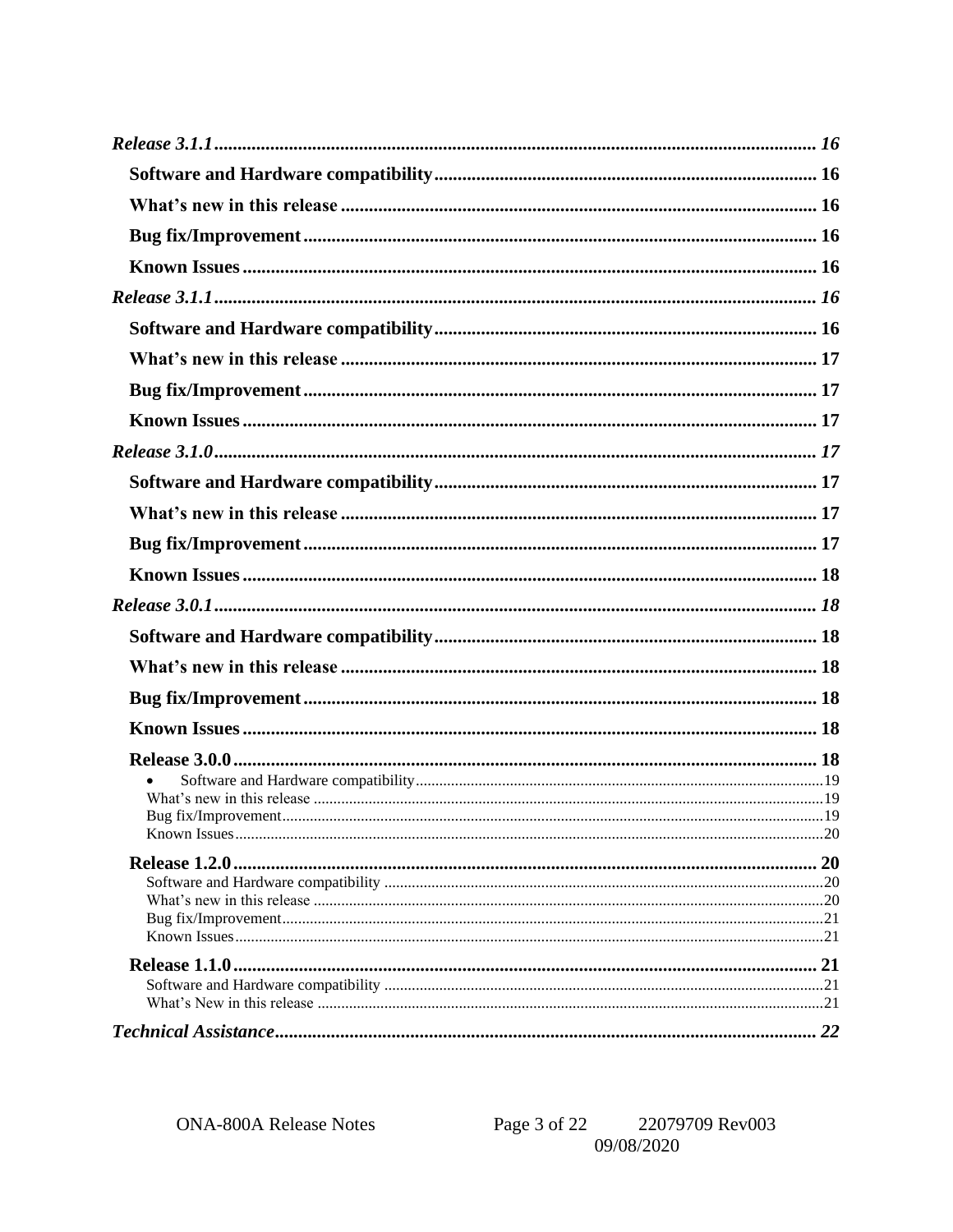*Release 3.1.1* ................................................................................ *16*

**Software and Hardware compatibility** ................................................................................ **16**

**What's new in this release** ................................................................................ **16**

**Bug fix/Improvement** ................................................................................ **16**

**Known Issues** ................................................................................ **16**

*Release 3.1.1* ................................................................................ *16*

**Software and Hardware compatibility** ................................................................................ **16**

**What's new in this release** ................................................................................ **17**

**Bug fix/Improvement** ................................................................................ **17**

**Known Issues** ................................................................................ **17**

*Release 3.1.0* ................................................................................ *17*

**Software and Hardware compatibility** ................................................................................ **17**

**What's new in this release** ................................................................................ **17**

**Bug fix/Improvement** ................................................................................ **17**

**Known Issues** ................................................................................ **18**

*Release 3.0.1* ................................................................................ *18*

**Software and Hardware compatibility** ................................................................................ **18**

**What's new in this release** ................................................................................ **18**

**Bug fix/Improvement** ................................................................................ **18**

**Known Issues** ................................................................................ **18**

**Release 3.0.0** ................................................................................ **18**

- Software and Hardware compatibility ................................................................................ 19

What's new in this release ................................................................................ 19

Bug fix/Improvement ................................................................................ 19

Known Issues ................................................................................ 20

**Release 1.2.0** ................................................................................ **20**

Software and Hardware compatibility ................................................................................ 20

What's new in this release ................................................................................ 20

Bug fix/Improvement ................................................................................ 21

Known Issues ................................................................................ 21

**Release 1.1.0** ................................................................................ **21**

Software and Hardware compatibility ................................................................................ 21

What's New in this release ................................................................................ 21

*Technical Assistance* ................................................................................ *22*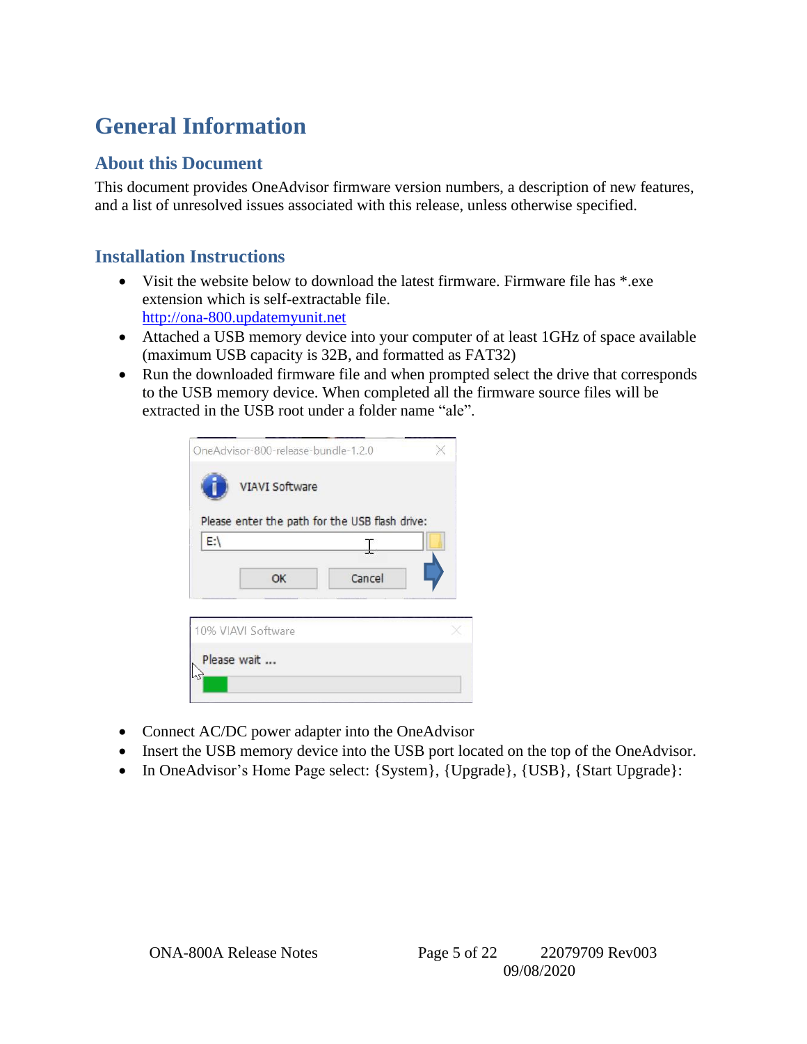# General Information

## About this Document

This document provides OneAdvisor firmware version numbers, a description of new features, and a list of unresolved issues associated with this release, unless otherwise specified.

## Installation Instructions

- Visit the website below to download the latest firmware. Firmware file has *.exe extension which is self-extractable file.
  [http://ona-800.updatemyunit.net](http://ona-800.updatemyunit.net)
- Attached a USB memory device into your computer of at least 1GHz of space available (maximum USB capacity is 32B, and formatted as FAT32)
- Run the downloaded firmware file and when prompted select the drive that corresponds to the USB memory device. When completed all the firmware source files will be extracted in the USB root under a folder name "ale".

- Connect AC/DC power adapter into the OneAdvisor
- Insert the USB memory device into the USB port located on the top of the OneAdvisor.
- In OneAdvisor's Home Page select: {System}, {Upgrade}, {USB}, {Start Upgrade}: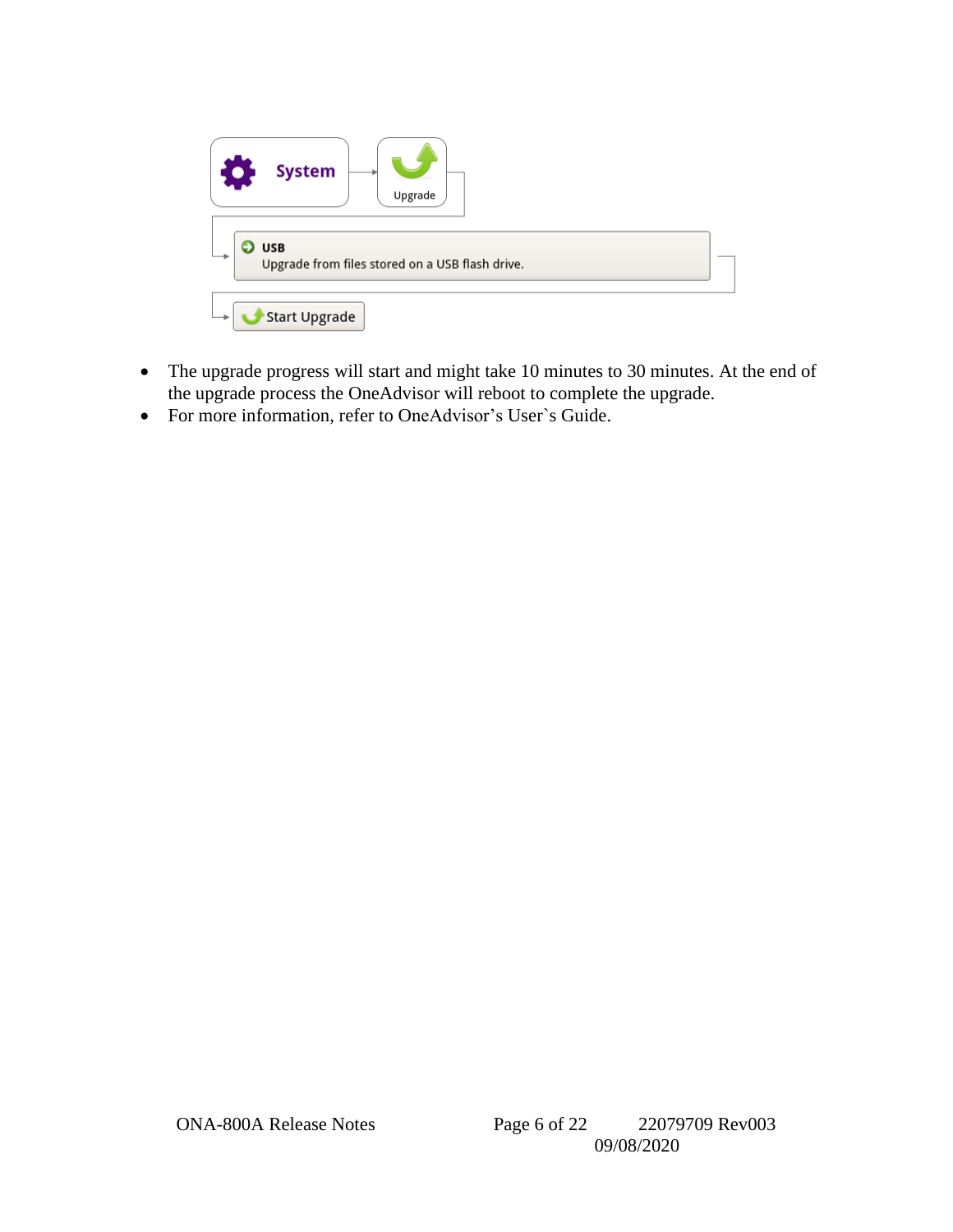System → Upgrade

USB
Upgrade from files stored on a USB flash drive.

Start Upgrade

- The upgrade progress will start and might take 10 minutes to 30 minutes. At the end of the upgrade process the OneAdvisor will reboot to complete the upgrade.
- For more information, refer to OneAdvisor’s User`s Guide.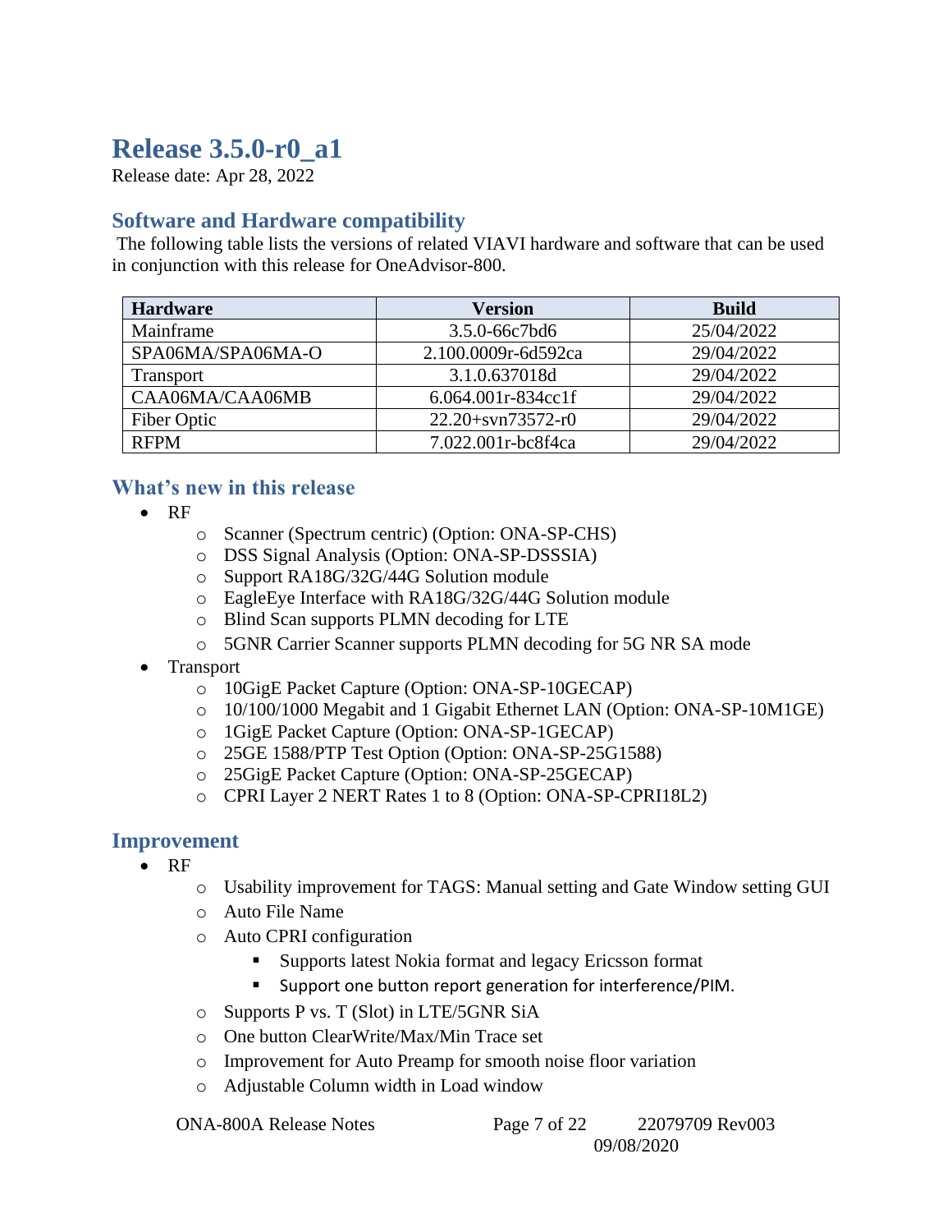# Release 3.5.0-r0_a1

Release date: Apr 28, 2022

## Software and Hardware compatibility

The following table lists the versions of related VIAVI hardware and software that can be used in conjunction with this release for OneAdvisor-800.

| Hardware | Version | Build |
|---|---|---|
| Mainframe | 3.5.0-66c7bd6 | 25/04/2022 |
| SPA06MA/SPA06MA-O | 2.100.0009r-6d592ca | 29/04/2022 |
| Transport | 3.1.0.637018d | 29/04/2022 |
| CAA06MA/CAA06MB | 6.064.001r-834cc1f | 29/04/2022 |
| Fiber Optic | 22.20+svn73572-r0 | 29/04/2022 |
| RFPM | 7.022.001r-bc8f4ca | 29/04/2022 |

## What's new in this release

- RF
  - Scanner (Spectrum centric) (Option: ONA-SP-CHS)
  - DSS Signal Analysis (Option: ONA-SP-DSSSIA)
  - Support RA18G/32G/44G Solution module
  - EagleEye Interface with RA18G/32G/44G Solution module
  - Blind Scan supports PLMN decoding for LTE
  - 5GNR Carrier Scanner supports PLMN decoding for 5G NR SA mode
- Transport
  - 10GigE Packet Capture (Option: ONA-SP-10GECAP)
  - 10/100/1000 Megabit and 1 Gigabit Ethernet LAN (Option: ONA-SP-10M1GE)
  - 1GigE Packet Capture (Option: ONA-SP-1GECAP)
  - 25GE 1588/PTP Test Option (Option: ONA-SP-25G1588)
  - 25GigE Packet Capture (Option: ONA-SP-25GECAP)
  - CPRI Layer 2 NERT Rates 1 to 8 (Option: ONA-SP-CPRI18L2)

## Improvement

- RF
  - Usability improvement for TAGS: Manual setting and Gate Window setting GUI
  - Auto File Name
  - Auto CPRI configuration
    - Supports latest Nokia format and legacy Ericsson format
    - Support one button report generation for interference/PIM.
  - Supports P vs. T (Slot) in LTE/5GNR SiA
  - One button ClearWrite/Max/Min Trace set
  - Improvement for Auto Preamp for smooth noise floor variation
  - Adjustable Column width in Load window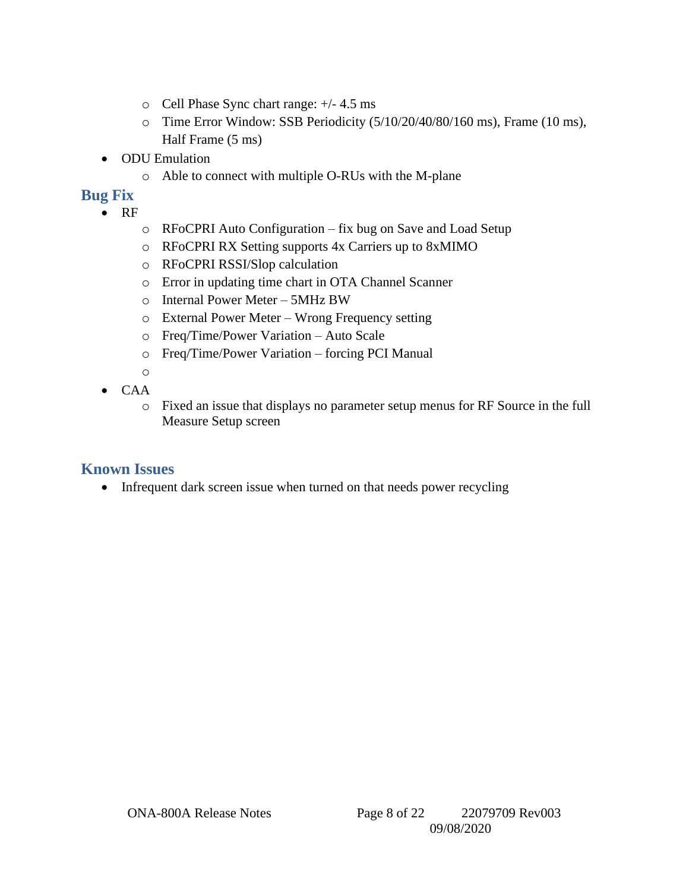- Cell Phase Sync chart range: +/- 4.5 ms
  - Time Error Window: SSB Periodicity (5/10/20/40/80/160 ms), Frame (10 ms), Half Frame (5 ms)
- ODU Emulation
  - Able to connect with multiple O-RUs with the M-plane

## Bug Fix

- RF
  - RFoCPRI Auto Configuration – fix bug on Save and Load Setup
  - RFoCPRI RX Setting supports 4x Carriers up to 8xMIMO
  - RFoCPRI RSSI/Slop calculation
  - Error in updating time chart in OTA Channel Scanner
  - Internal Power Meter – 5MHz BW
  - External Power Meter – Wrong Frequency setting
  - Freq/Time/Power Variation – Auto Scale
  - Freq/Time/Power Variation – forcing PCI Manual
  - 
- CAA
  - Fixed an issue that displays no parameter setup menus for RF Source in the full Measure Setup screen

## Known Issues

- Infrequent dark screen issue when turned on that needs power recycling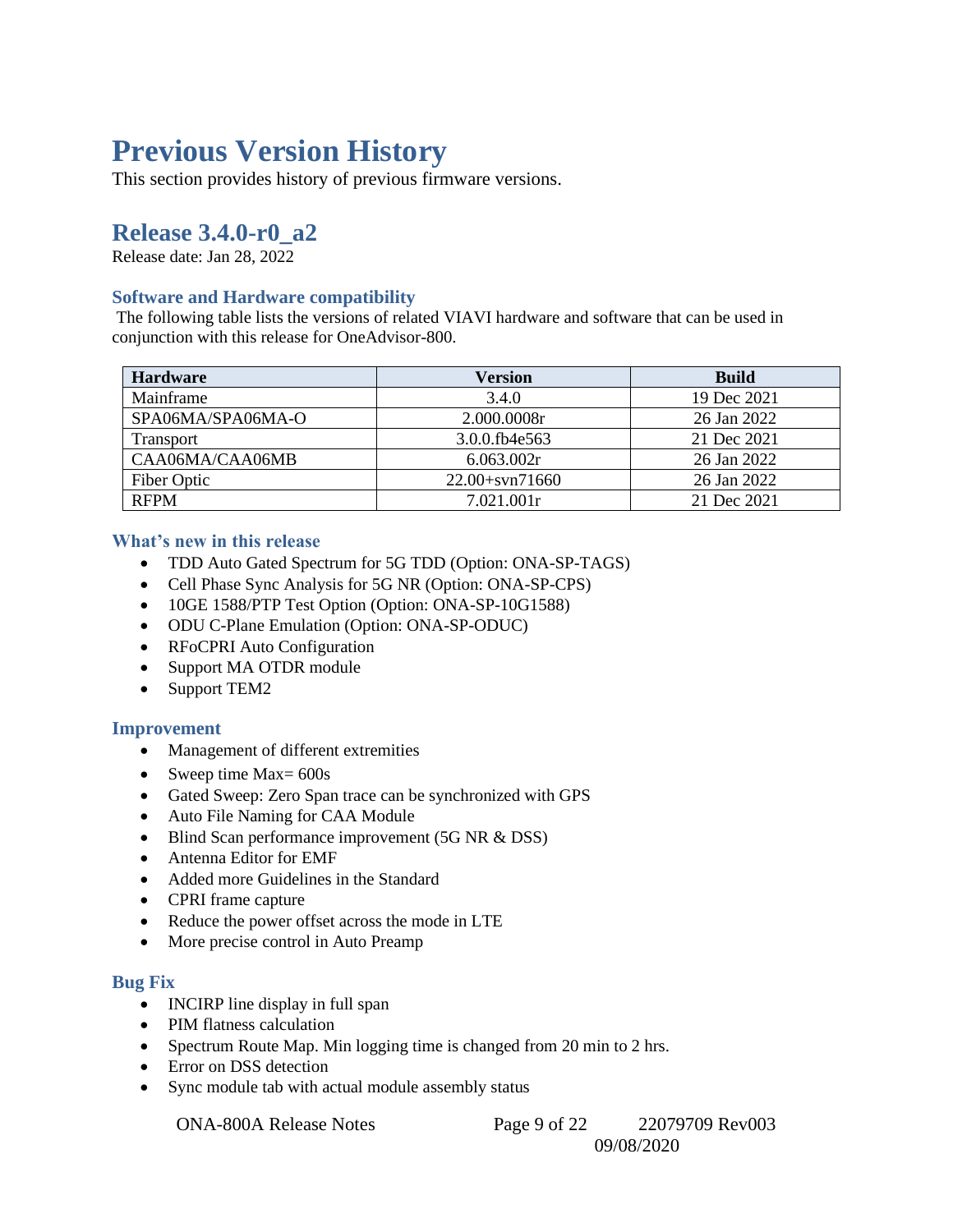# Previous Version History

This section provides history of previous firmware versions.

## Release 3.4.0-r0_a2

Release date: Jan 28, 2022

### Software and Hardware compatibility

The following table lists the versions of related VIAVI hardware and software that can be used in conjunction with this release for OneAdvisor-800.

| Hardware | Version | Build |
|---|---|---|
| Mainframe | 3.4.0 | 19 Dec 2021 |
| SPA06MA/SPA06MA-O | 2.000.0008r | 26 Jan 2022 |
| Transport | 3.0.0.fb4e563 | 21 Dec 2021 |
| CAA06MA/CAA06MB | 6.063.002r | 26 Jan 2022 |
| Fiber Optic | 22.00+svn71660 | 26 Jan 2022 |
| RFPM | 7.021.001r | 21 Dec 2021 |

### What's new in this release

- TDD Auto Gated Spectrum for 5G TDD (Option: ONA-SP-TAGS)
- Cell Phase Sync Analysis for 5G NR (Option: ONA-SP-CPS)
- 10GE 1588/PTP Test Option (Option: ONA-SP-10G1588)
- ODU C-Plane Emulation (Option: ONA-SP-ODUC)
- RFoCPRI Auto Configuration
- Support MA OTDR module
- Support TEM2

### Improvement

- Management of different extremities
- Sweep time Max= 600s
- Gated Sweep: Zero Span trace can be synchronized with GPS
- Auto File Naming for CAA Module
- Blind Scan performance improvement (5G NR & DSS)
- Antenna Editor for EMF
- Added more Guidelines in the Standard
- CPRI frame capture
- Reduce the power offset across the mode in LTE
- More precise control in Auto Preamp

### Bug Fix

- INCIRP line display in full span
- PIM flatness calculation
- Spectrum Route Map. Min logging time is changed from 20 min to 2 hrs.
- Error on DSS detection
- Sync module tab with actual module assembly status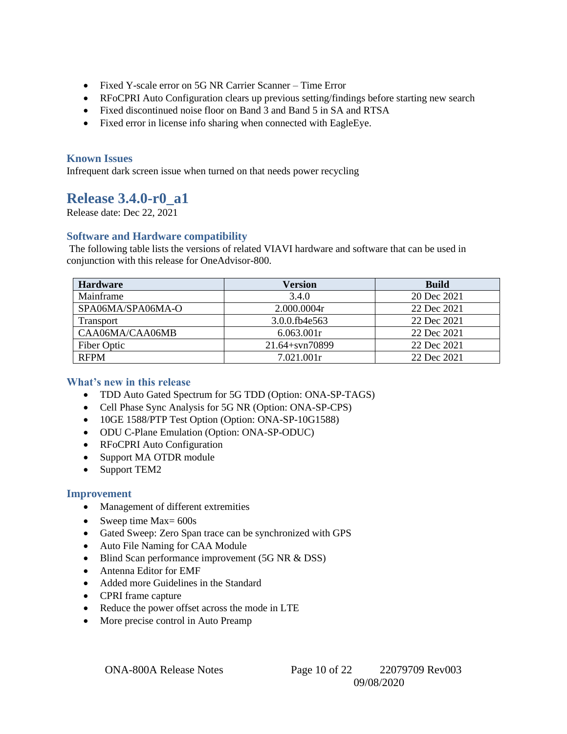- Fixed Y-scale error on 5G NR Carrier Scanner – Time Error
- RFoCPRI Auto Configuration clears up previous setting/findings before starting new search
- Fixed discontinued noise floor on Band 3 and Band 5 in SA and RTSA
- Fixed error in license info sharing when connected with EagleEye.

### Known Issues

Infrequent dark screen issue when turned on that needs power recycling

## Release 3.4.0-r0_a1

Release date: Dec 22, 2021

### Software and Hardware compatibility

The following table lists the versions of related VIAVI hardware and software that can be used in conjunction with this release for OneAdvisor-800.

| Hardware | Version | Build |
|---|---|---|
| Mainframe | 3.4.0 | 20 Dec 2021 |
| SPA06MA/SPA06MA-O | 2.000.0004r | 22 Dec 2021 |
| Transport | 3.0.0.fb4e563 | 22 Dec 2021 |
| CAA06MA/CAA06MB | 6.063.001r | 22 Dec 2021 |
| Fiber Optic | 21.64+svn70899 | 22 Dec 2021 |
| RFPM | 7.021.001r | 22 Dec 2021 |

### What's new in this release

- TDD Auto Gated Spectrum for 5G TDD (Option: ONA-SP-TAGS)
- Cell Phase Sync Analysis for 5G NR (Option: ONA-SP-CPS)
- 10GE 1588/PTP Test Option (Option: ONA-SP-10G1588)
- ODU C-Plane Emulation (Option: ONA-SP-ODUC)
- RFoCPRI Auto Configuration
- Support MA OTDR module
- Support TEM2

### Improvement

- Management of different extremities
- Sweep time Max= 600s
- Gated Sweep: Zero Span trace can be synchronized with GPS
- Auto File Naming for CAA Module
- Blind Scan performance improvement (5G NR & DSS)
- Antenna Editor for EMF
- Added more Guidelines in the Standard
- CPRI frame capture
- Reduce the power offset across the mode in LTE
- More precise control in Auto Preamp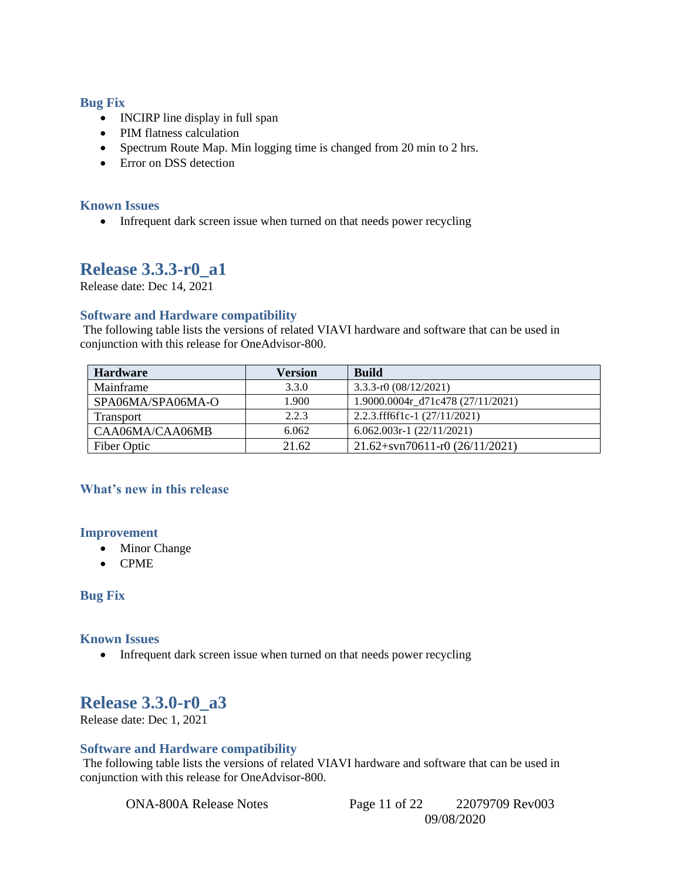### Bug Fix

- INCIRP line display in full span
- PIM flatness calculation
- Spectrum Route Map. Min logging time is changed from 20 min to 2 hrs.
- Error on DSS detection

### Known Issues

- Infrequent dark screen issue when turned on that needs power recycling

## Release 3.3.3-r0_a1

Release date: Dec 14, 2021

### Software and Hardware compatibility

The following table lists the versions of related VIAVI hardware and software that can be used in conjunction with this release for OneAdvisor-800.

| Hardware | Version | Build |
|---|---|---|
| Mainframe | 3.3.0 | 3.3.3-r0 (08/12/2021) |
| SPA06MA/SPA06MA-O | 1.900 | 1.9000.0004r_d71c478 (27/11/2021) |
| Transport | 2.2.3 | 2.2.3.fff6f1c-1 (27/11/2021) |
| CAA06MA/CAA06MB | 6.062 | 6.062.003r-1 (22/11/2021) |
| Fiber Optic | 21.62 | 21.62+svn70611-r0 (26/11/2021) |

### What's new in this release

### Improvement

- Minor Change
- CPME

### Bug Fix

### Known Issues

- Infrequent dark screen issue when turned on that needs power recycling

## Release 3.3.0-r0_a3

Release date: Dec 1, 2021

### Software and Hardware compatibility

The following table lists the versions of related VIAVI hardware and software that can be used in conjunction with this release for OneAdvisor-800.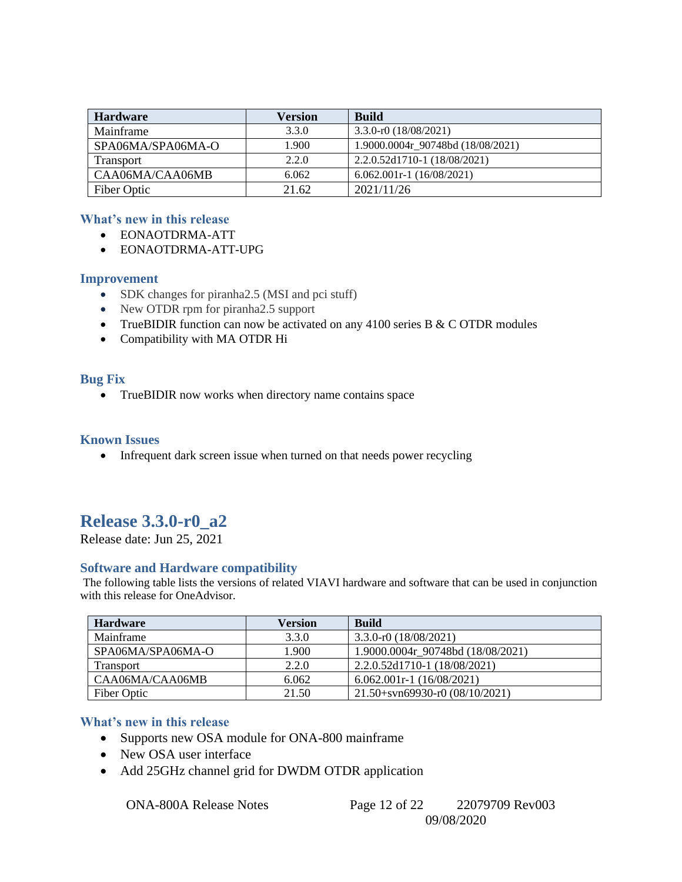| Hardware | Version | Build |
|---|---|---|
| Mainframe | 3.3.0 | 3.3.0-r0 (18/08/2021) |
| SPA06MA/SPA06MA-O | 1.900 | 1.9000.0004r_90748bd (18/08/2021) |
| Transport | 2.2.0 | 2.2.0.52d1710-1 (18/08/2021) |
| CAA06MA/CAA06MB | 6.062 | 6.062.001r-1 (16/08/2021) |
| Fiber Optic | 21.62 | 2021/11/26 |

### What's new in this release

- EONAOTDRMA-ATT
- EONAOTDRMA-ATT-UPG

### Improvement

- SDK changes for piranha2.5 (MSI and pci stuff)
- New OTDR rpm for piranha2.5 support
- TrueBIDIR function can now be activated on any 4100 series B & C OTDR modules
- Compatibility with MA OTDR Hi

### Bug Fix

- TrueBIDIR now works when directory name contains space

### Known Issues

- Infrequent dark screen issue when turned on that needs power recycling

## Release 3.3.0-r0_a2

Release date: Jun 25, 2021

### Software and Hardware compatibility

The following table lists the versions of related VIAVI hardware and software that can be used in conjunction with this release for OneAdvisor.

| Hardware | Version | Build |
|---|---|---|
| Mainframe | 3.3.0 | 3.3.0-r0 (18/08/2021) |
| SPA06MA/SPA06MA-O | 1.900 | 1.9000.0004r_90748bd (18/08/2021) |
| Transport | 2.2.0 | 2.2.0.52d1710-1 (18/08/2021) |
| CAA06MA/CAA06MB | 6.062 | 6.062.001r-1 (16/08/2021) |
| Fiber Optic | 21.50 | 21.50+svn69930-r0 (08/10/2021) |

### What's new in this release

- Supports new OSA module for ONA-800 mainframe
- New OSA user interface
- Add 25GHz channel grid for DWDM OTDR application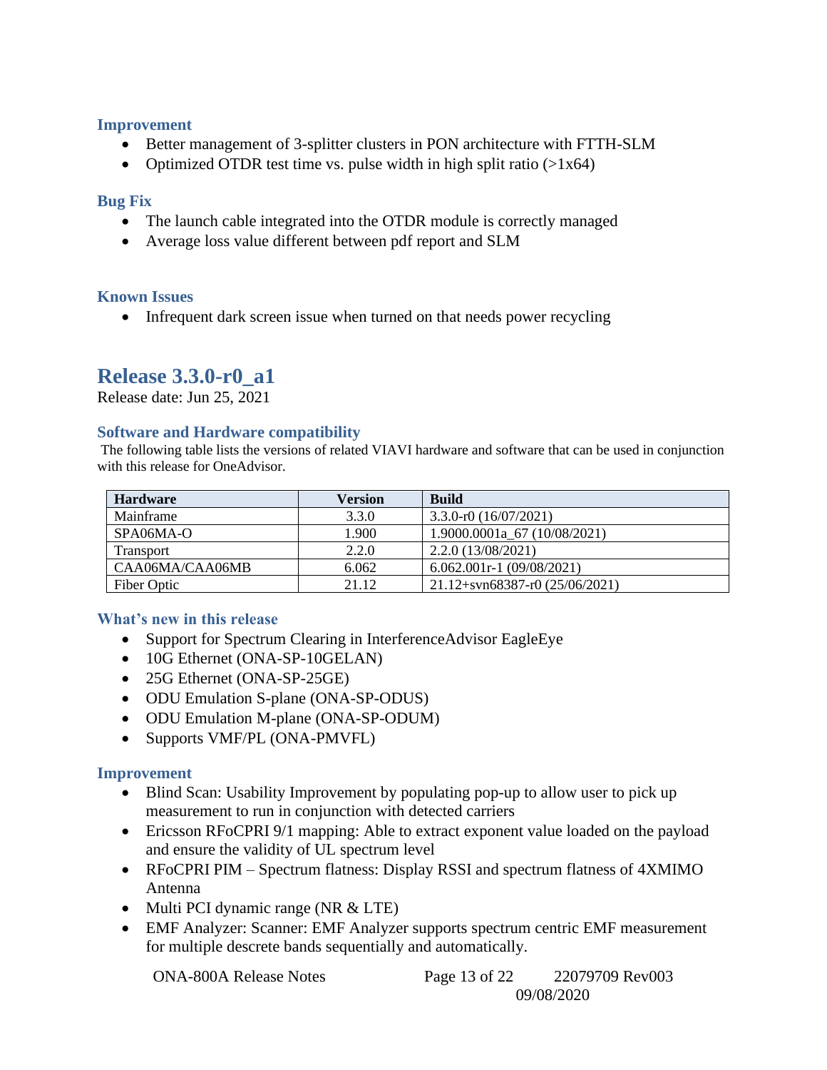### Improvement

- Better management of 3-splitter clusters in PON architecture with FTTH-SLM
- Optimized OTDR test time vs. pulse width in high split ratio (>1x64)

### Bug Fix

- The launch cable integrated into the OTDR module is correctly managed
- Average loss value different between pdf report and SLM

### Known Issues

- Infrequent dark screen issue when turned on that needs power recycling

## Release 3.3.0-r0_a1

Release date: Jun 25, 2021

### Software and Hardware compatibility

The following table lists the versions of related VIAVI hardware and software that can be used in conjunction with this release for OneAdvisor.

| Hardware | Version | Build |
|---|---|---|
| Mainframe | 3.3.0 | 3.3.0-r0 (16/07/2021) |
| SPA06MA-O | 1.900 | 1.9000.0001a_67 (10/08/2021) |
| Transport | 2.2.0 | 2.2.0 (13/08/2021) |
| CAA06MA/CAA06MB | 6.062 | 6.062.001r-1 (09/08/2021) |
| Fiber Optic | 21.12 | 21.12+svn68387-r0 (25/06/2021) |

### What's new in this release

- Support for Spectrum Clearing in InterferenceAdvisor EagleEye
- 10G Ethernet (ONA-SP-10GELAN)
- 25G Ethernet (ONA-SP-25GE)
- ODU Emulation S-plane (ONA-SP-ODUS)
- ODU Emulation M-plane (ONA-SP-ODUM)
- Supports VMF/PL (ONA-PMVFL)

### Improvement

- Blind Scan: Usability Improvement by populating pop-up to allow user to pick up measurement to run in conjunction with detected carriers
- Ericsson RFoCPRI 9/1 mapping: Able to extract exponent value loaded on the payload and ensure the validity of UL spectrum level
- RFoCPRI PIM – Spectrum flatness: Display RSSI and spectrum flatness of 4XMIMO Antenna
- Multi PCI dynamic range (NR & LTE)
- EMF Analyzer: Scanner: EMF Analyzer supports spectrum centric EMF measurement for multiple descrete bands sequentially and automatically.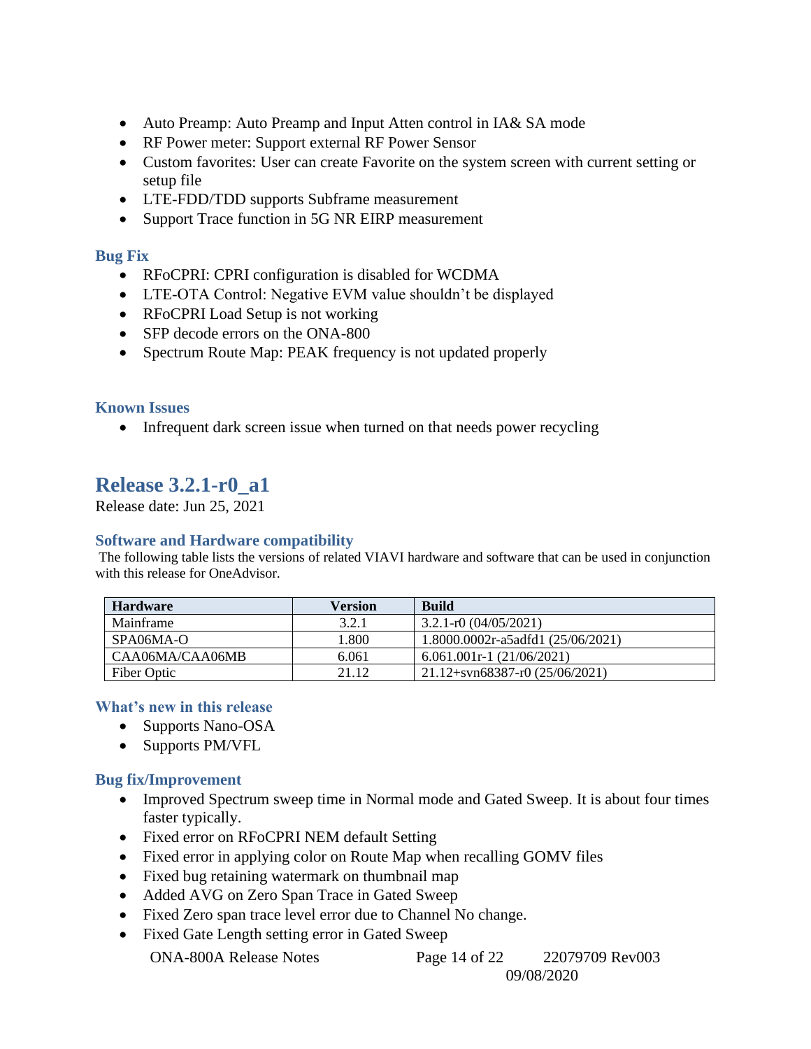- Auto Preamp: Auto Preamp and Input Atten control in IA& SA mode
- RF Power meter: Support external RF Power Sensor
- Custom favorites: User can create Favorite on the system screen with current setting or setup file
- LTE-FDD/TDD supports Subframe measurement
- Support Trace function in 5G NR EIRP measurement

### Bug Fix

- RFoCPRI: CPRI configuration is disabled for WCDMA
- LTE-OTA Control: Negative EVM value shouldn't be displayed
- RFoCPRI Load Setup is not working
- SFP decode errors on the ONA-800
- Spectrum Route Map: PEAK frequency is not updated properly

### Known Issues

- Infrequent dark screen issue when turned on that needs power recycling

## Release 3.2.1-r0_a1

Release date: Jun 25, 2021

### Software and Hardware compatibility

The following table lists the versions of related VIAVI hardware and software that can be used in conjunction with this release for OneAdvisor.

| Hardware | Version | Build |
| --- | --- | --- |
| Mainframe | 3.2.1 | 3.2.1-r0 (04/05/2021) |
| SPA06MA-O | 1.800 | 1.8000.0002r-a5adfd1 (25/06/2021) |
| CAA06MA/CAA06MB | 6.061 | 6.061.001r-1 (21/06/2021) |
| Fiber Optic | 21.12 | 21.12+svn68387-r0 (25/06/2021) |

### What's new in this release

- Supports Nano-OSA
- Supports PM/VFL

### Bug fix/Improvement

- Improved Spectrum sweep time in Normal mode and Gated Sweep. It is about four times faster typically.
- Fixed error on RFoCPRI NEM default Setting
- Fixed error in applying color on Route Map when recalling GOMV files
- Fixed bug retaining watermark on thumbnail map
- Added AVG on Zero Span Trace in Gated Sweep
- Fixed Zero span trace level error due to Channel No change.
- Fixed Gate Length setting error in Gated Sweep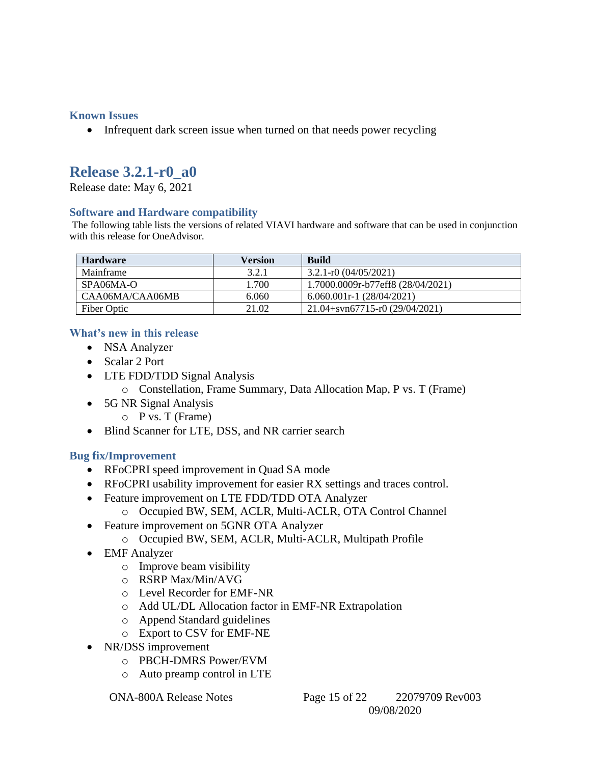### Known Issues

- Infrequent dark screen issue when turned on that needs power recycling

## Release 3.2.1-r0_a0

Release date: May 6, 2021

### Software and Hardware compatibility

The following table lists the versions of related VIAVI hardware and software that can be used in conjunction with this release for OneAdvisor.

| Hardware | Version | Build |
|---|---|---|
| Mainframe | 3.2.1 | 3.2.1-r0 (04/05/2021) |
| SPA06MA-O | 1.700 | 1.7000.0009r-b77eff8 (28/04/2021) |
| CAA06MA/CAA06MB | 6.060 | 6.060.001r-1 (28/04/2021) |
| Fiber Optic | 21.02 | 21.04+svn67715-r0 (29/04/2021) |

### What's new in this release

- NSA Analyzer
- Scalar 2 Port
- LTE FDD/TDD Signal Analysis
  - Constellation, Frame Summary, Data Allocation Map, P vs. T (Frame)
- 5G NR Signal Analysis
  - P vs. T (Frame)
- Blind Scanner for LTE, DSS, and NR carrier search

### Bug fix/Improvement

- RFoCPRI speed improvement in Quad SA mode
- RFoCPRI usability improvement for easier RX settings and traces control.
- Feature improvement on LTE FDD/TDD OTA Analyzer
  - Occupied BW, SEM, ACLR, Multi-ACLR, OTA Control Channel
- Feature improvement on 5GNR OTA Analyzer
  - Occupied BW, SEM, ACLR, Multi-ACLR, Multipath Profile
- EMF Analyzer
  - Improve beam visibility
  - RSRP Max/Min/AVG
  - Level Recorder for EMF-NR
  - Add UL/DL Allocation factor in EMF-NR Extrapolation
  - Append Standard guidelines
  - Export to CSV for EMF-NE
- NR/DSS improvement
  - PBCH-DMRS Power/EVM
  - Auto preamp control in LTE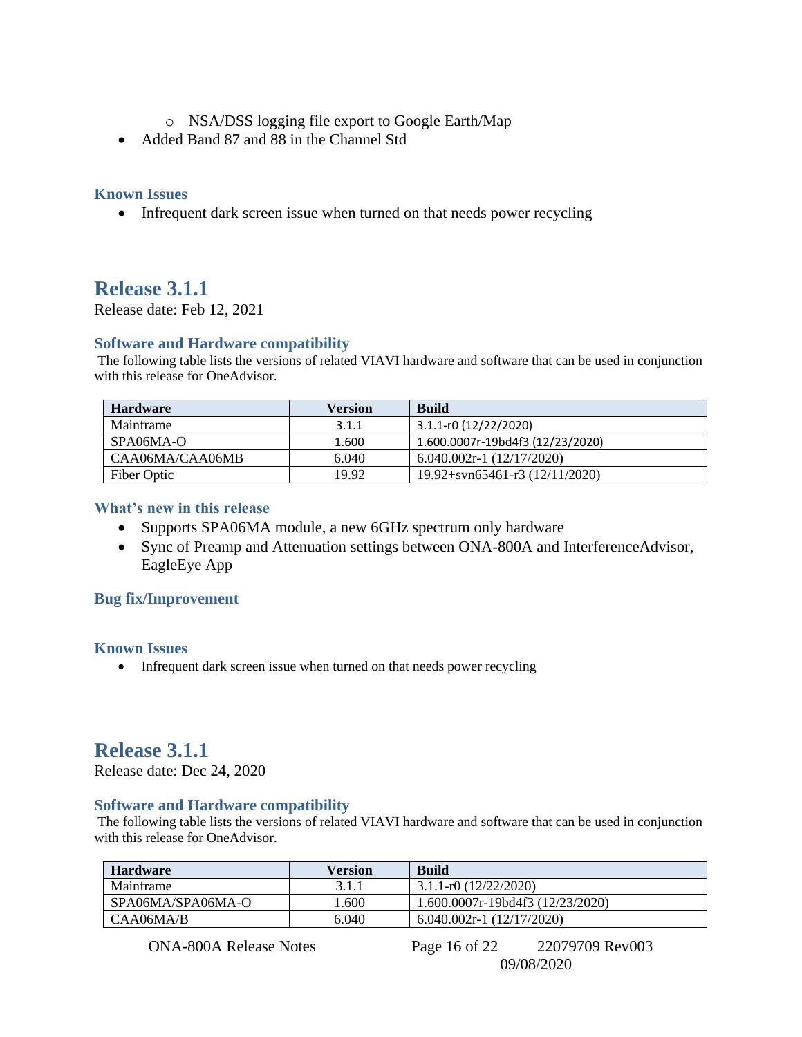- NSA/DSS logging file export to Google Earth/Map
- Added Band 87 and 88 in the Channel Std

### Known Issues

- Infrequent dark screen issue when turned on that needs power recycling

## Release 3.1.1

Release date: Feb 12, 2021

### Software and Hardware compatibility

The following table lists the versions of related VIAVI hardware and software that can be used in conjunction with this release for OneAdvisor.

| Hardware | Version | Build |
|---|---|---|
| Mainframe | 3.1.1 | 3.1.1-r0 (12/22/2020) |
| SPA06MA-O | 1.600 | 1.600.0007r-19bd4f3 (12/23/2020) |
| CAA06MA/CAA06MB | 6.040 | 6.040.002r-1 (12/17/2020) |
| Fiber Optic | 19.92 | 19.92+svn65461-r3 (12/11/2020) |

### What's new in this release

- Supports SPA06MA module, a new 6GHz spectrum only hardware
- Sync of Preamp and Attenuation settings between ONA-800A and InterferenceAdvisor, EagleEye App

### Bug fix/Improvement

### Known Issues

- Infrequent dark screen issue when turned on that needs power recycling

## Release 3.1.1

Release date: Dec 24, 2020

### Software and Hardware compatibility

The following table lists the versions of related VIAVI hardware and software that can be used in conjunction with this release for OneAdvisor.

| Hardware | Version | Build |
|---|---|---|
| Mainframe | 3.1.1 | 3.1.1-r0 (12/22/2020) |
| SPA06MA/SPA06MA-O | 1.600 | 1.600.0007r-19bd4f3 (12/23/2020) |
| CAA06MA/B | 6.040 | 6.040.002r-1 (12/17/2020) |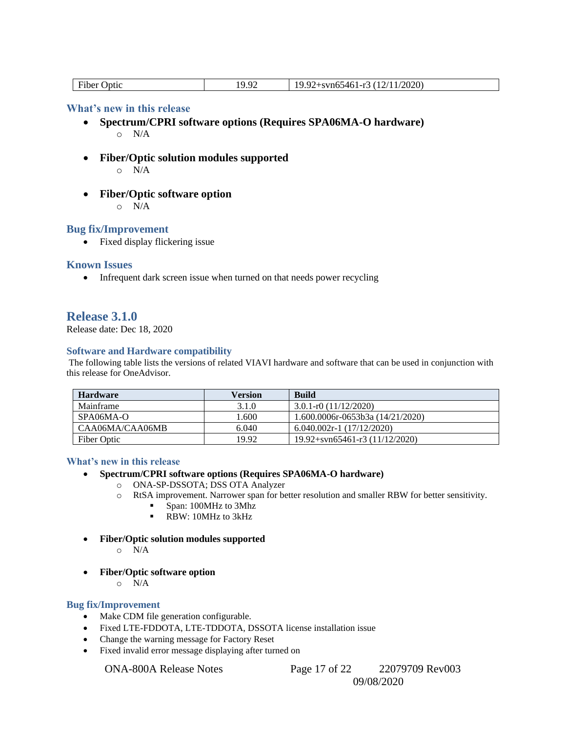| Fiber Optic | 19.92 | 19.92+svn65461-r3 (12/11/2020) |
|---|---|---|

### What's new in this release

- **Spectrum/CPRI software options (Requires SPA06MA-O hardware)**
  - N/A
- **Fiber/Optic solution modules supported**
  - N/A
- **Fiber/Optic software option**
  - N/A

### Bug fix/Improvement

- Fixed display flickering issue

### Known Issues

- Infrequent dark screen issue when turned on that needs power recycling

## Release 3.1.0

Release date: Dec 18, 2020

### Software and Hardware compatibility

The following table lists the versions of related VIAVI hardware and software that can be used in conjunction with this release for OneAdvisor.

| Hardware | Version | Build |
|---|---|---|
| Mainframe | 3.1.0 | 3.0.1-r0 (11/12/2020) |
| SPA06MA-O | 1.600 | 1.600.0006r-0653b3a (14/21/2020) |
| CAA06MA/CAA06MB | 6.040 | 6.040.002r-1 (17/12/2020) |
| Fiber Optic | 19.92 | 19.92+svn65461-r3 (11/12/2020) |

### What's new in this release

- **Spectrum/CPRI software options (Requires SPA06MA-O hardware)**
  - ONA-SP-DSSOTA; DSS OTA Analyzer
  - RtSA improvement. Narrower span for better resolution and smaller RBW for better sensitivity.
    - Span: 100MHz to 3Mhz
    - RBW: 10MHz to 3kHz
- **Fiber/Optic solution modules supported**
  - N/A
- **Fiber/Optic software option**
  - N/A

### Bug fix/Improvement

- Make CDM file generation configurable.
- Fixed LTE-FDDOTA, LTE-TDDOTA, DSSOTA license installation issue
- Change the warning message for Factory Reset
- Fixed invalid error message displaying after turned on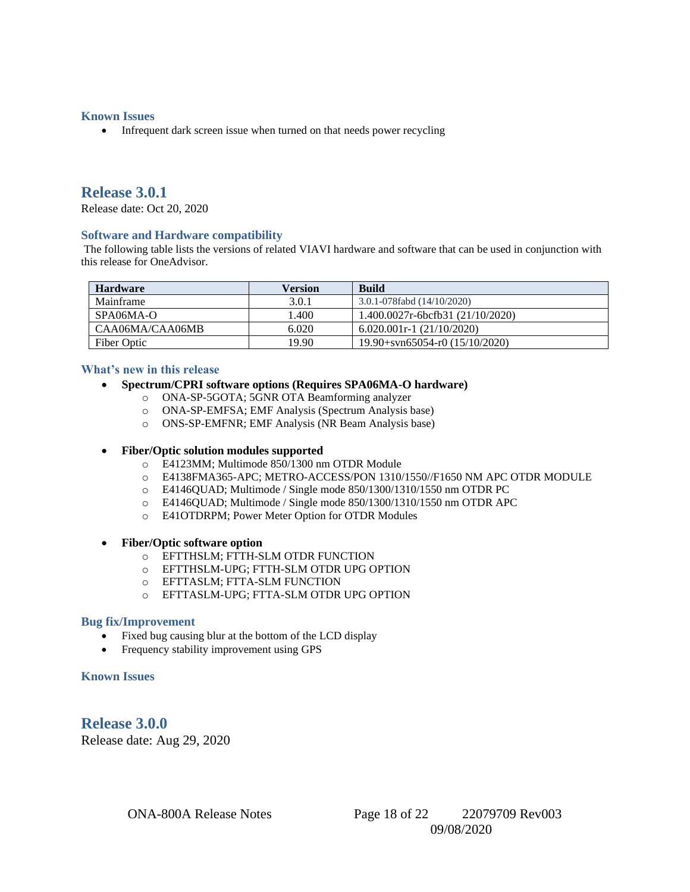### Known Issues

- Infrequent dark screen issue when turned on that needs power recycling

## Release 3.0.1

Release date: Oct 20, 2020

### Software and Hardware compatibility

The following table lists the versions of related VIAVI hardware and software that can be used in conjunction with this release for OneAdvisor.

| Hardware | Version | Build |
|---|---|---|
| Mainframe | 3.0.1 | 3.0.1-078fabd (14/10/2020) |
| SPA06MA-O | 1.400 | 1.400.0027r-6bcfb31 (21/10/2020) |
| CAA06MA/CAA06MB | 6.020 | 6.020.001r-1 (21/10/2020) |
| Fiber Optic | 19.90 | 19.90+svn65054-r0 (15/10/2020) |

### What's new in this release

- **Spectrum/CPRI software options (Requires SPA06MA-O hardware)**
  - ONA-SP-5GOTA; 5GNR OTA Beamforming analyzer
  - ONA-SP-EMFSA; EMF Analysis (Spectrum Analysis base)
  - ONS-SP-EMFNR; EMF Analysis (NR Beam Analysis base)

- **Fiber/Optic solution modules supported**
  - E4123MM; Multimode 850/1300 nm OTDR Module
  - E4138FMA365-APC; METRO-ACCESS/PON 1310/1550//F1650 NM APC OTDR MODULE
  - E4146QUAD; Multimode / Single mode 850/1300/1310/1550 nm OTDR PC
  - E4146QUAD; Multimode / Single mode 850/1300/1310/1550 nm OTDR APC
  - E41OTDRPM; Power Meter Option for OTDR Modules

- **Fiber/Optic software option**
  - EFTTHSLM; FTTH-SLM OTDR FUNCTION
  - EFTTHSLM-UPG; FTTH-SLM OTDR UPG OPTION
  - EFTTASLM; FTTA-SLM FUNCTION
  - EFTTASLM-UPG; FTTA-SLM OTDR UPG OPTION

### Bug fix/Improvement

- Fixed bug causing blur at the bottom of the LCD display
- Frequency stability improvement using GPS

### Known Issues

## Release 3.0.0

Release date: Aug 29, 2020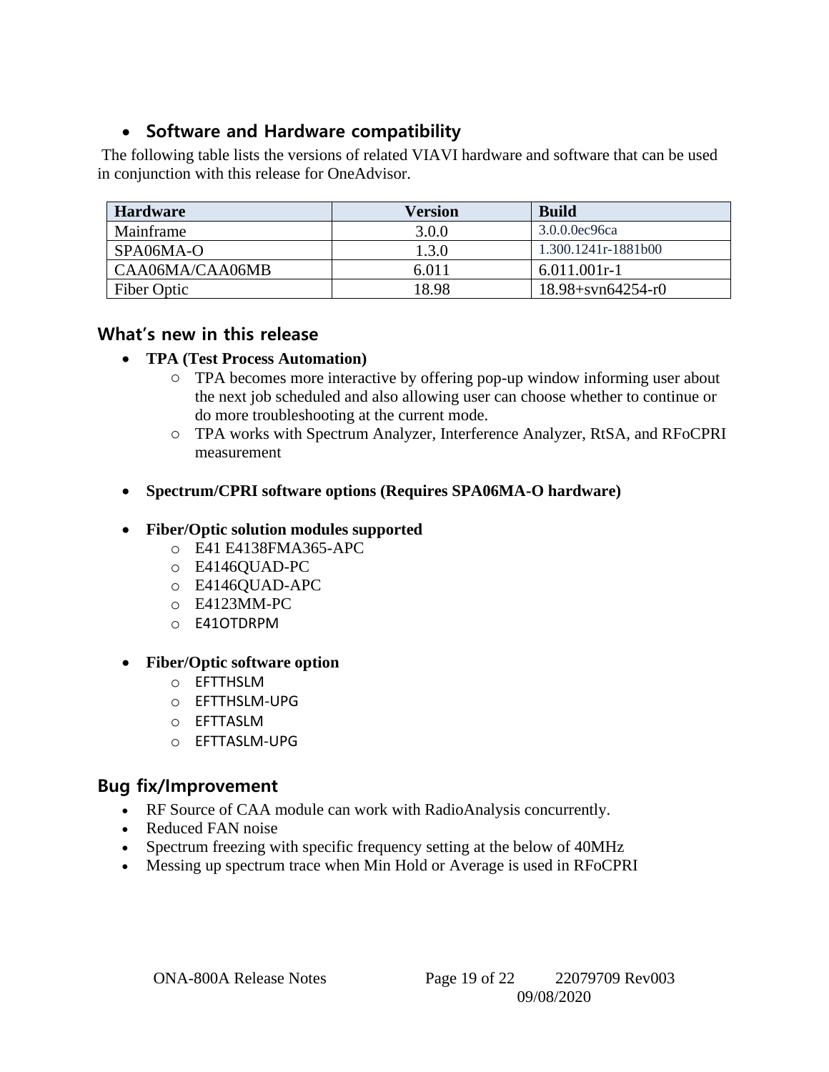- **Software and Hardware compatibility**

The following table lists the versions of related VIAVI hardware and software that can be used in conjunction with this release for OneAdvisor.

| Hardware | Version | Build |
| --- | --- | --- |
| Mainframe | 3.0.0 | 3.0.0.0ec96ca |
| SPA06MA-O | 1.3.0 | 1.300.1241r-1881b00 |
| CAA06MA/CAA06MB | 6.011 | 6.011.001r-1 |
| Fiber Optic | 18.98 | 18.98+svn64254-r0 |

## What's new in this release

- **TPA (Test Process Automation)**
  - TPA becomes more interactive by offering pop-up window informing user about the next job scheduled and also allowing user can choose whether to continue or do more troubleshooting at the current mode.
  - TPA works with Spectrum Analyzer, Interference Analyzer, RtSA, and RFoCPRI measurement

- **Spectrum/CPRI software options (Requires SPA06MA-O hardware)**

- **Fiber/Optic solution modules supported**
  - E41 E4138FMA365-APC
  - E4146QUAD-PC
  - E4146QUAD-APC
  - E4123MM-PC
  - E41OTDRPM

- **Fiber/Optic software option**
  - EFTTHSLM
  - EFTTHSLM-UPG
  - EFTTASLM
  - EFTTASLM-UPG

## Bug fix/Improvement

- RF Source of CAA module can work with RadioAnalysis concurrently.
- Reduced FAN noise
- Spectrum freezing with specific frequency setting at the below of 40MHz
- Messing up spectrum trace when Min Hold or Average is used in RFoCPRI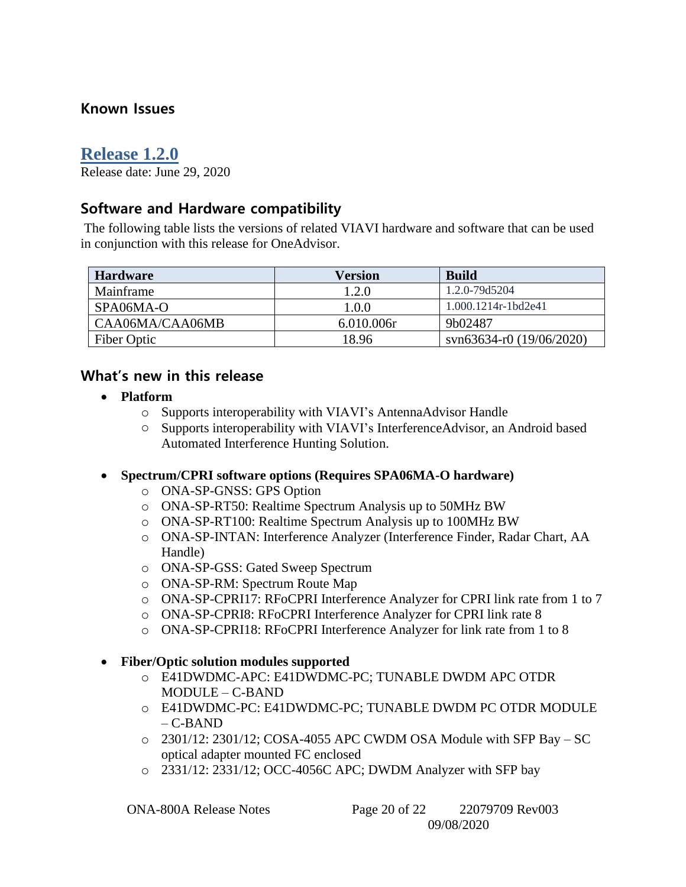### Known Issues

## Release 1.2.0

Release date: June 29, 2020

### Software and Hardware compatibility

The following table lists the versions of related VIAVI hardware and software that can be used in conjunction with this release for OneAdvisor.

| Hardware | Version | Build |
|---|---|---|
| Mainframe | 1.2.0 | 1.2.0-79d5204 |
| SPA06MA-O | 1.0.0 | 1.000.1214r-1bd2e41 |
| CAA06MA/CAA06MB | 6.010.006r | 9b02487 |
| Fiber Optic | 18.96 | svn63634-r0 (19/06/2020) |

### What's new in this release

- **Platform**
  - Supports interoperability with VIAVI's AntennaAdvisor Handle
  - Supports interoperability with VIAVI's InterferenceAdvisor, an Android based Automated Interference Hunting Solution.

- **Spectrum/CPRI software options (Requires SPA06MA-O hardware)**
  - ONA-SP-GNSS: GPS Option
  - ONA-SP-RT50: Realtime Spectrum Analysis up to 50MHz BW
  - ONA-SP-RT100: Realtime Spectrum Analysis up to 100MHz BW
  - ONA-SP-INTAN: Interference Analyzer (Interference Finder, Radar Chart, AA Handle)
  - ONA-SP-GSS: Gated Sweep Spectrum
  - ONA-SP-RM: Spectrum Route Map
  - ONA-SP-CPRI17: RFoCPRI Interference Analyzer for CPRI link rate from 1 to 7
  - ONA-SP-CPRI8: RFoCPRI Interference Analyzer for CPRI link rate 8
  - ONA-SP-CPRI18: RFoCPRI Interference Analyzer for link rate from 1 to 8

- **Fiber/Optic solution modules supported**
  - E41DWDMC-APC: E41DWDMC-PC; TUNABLE DWDM APC OTDR MODULE – C-BAND
  - E41DWDMC-PC: E41DWDMC-PC; TUNABLE DWDM PC OTDR MODULE – C-BAND
  - 2301/12: 2301/12; COSA-4055 APC CWDM OSA Module with SFP Bay – SC optical adapter mounted FC enclosed
  - 2331/12: 2331/12; OCC-4056C APC; DWDM Analyzer with SFP bay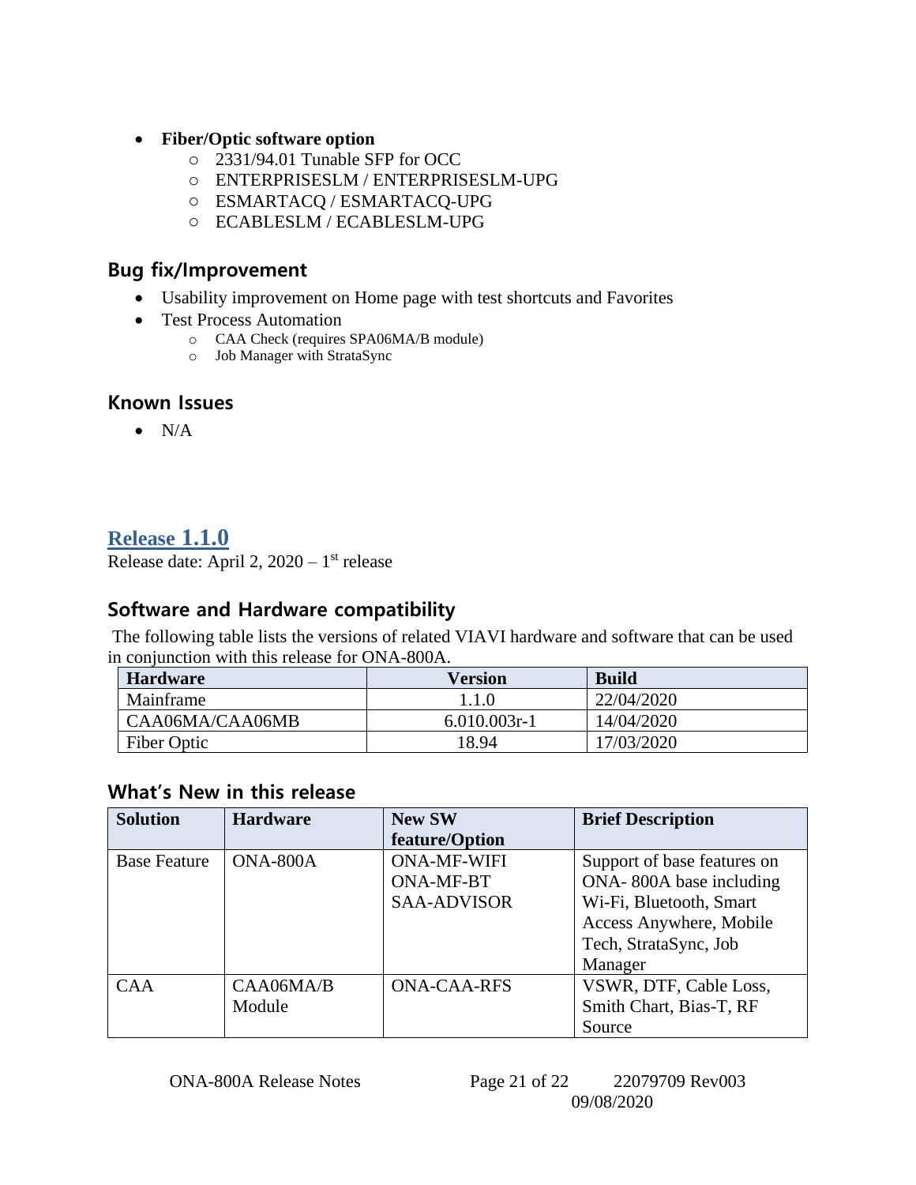- **Fiber/Optic software option**
  - 2331/94.01 Tunable SFP for OCC
  - ENTERPRISESLM / ENTERPRISESLM-UPG
  - ESMARTACQ / ESMARTACQ-UPG
  - ECABLESLM / ECABLESLM-UPG

### Bug fix/Improvement

- Usability improvement on Home page with test shortcuts and Favorites
- Test Process Automation
  - CAA Check (requires SPA06MA/B module)
  - Job Manager with StrataSync

### Known Issues

- N/A

## Release 1.1.0

Release date: April 2, 2020 – 1st release

### Software and Hardware compatibility

The following table lists the versions of related VIAVI hardware and software that can be used in conjunction with this release for ONA-800A.

| Hardware | Version | Build |
|---|---|---|
| Mainframe | 1.1.0 | 22/04/2020 |
| CAA06MA/CAA06MB | 6.010.003r-1 | 14/04/2020 |
| Fiber Optic | 18.94 | 17/03/2020 |

### What's New in this release

| Solution | Hardware | New SW feature/Option | Brief Description |
|---|---|---|---|
| Base Feature | ONA-800A | ONA-MF-WIFI<br>ONA-MF-BT<br>SAA-ADVISOR | Support of base features on ONA- 800A base including Wi-Fi, Bluetooth, Smart Access Anywhere, Mobile Tech, StrataSync, Job Manager |
| CAA | CAA06MA/B Module | ONA-CAA-RFS | VSWR, DTF, Cable Loss, Smith Chart, Bias-T, RF Source |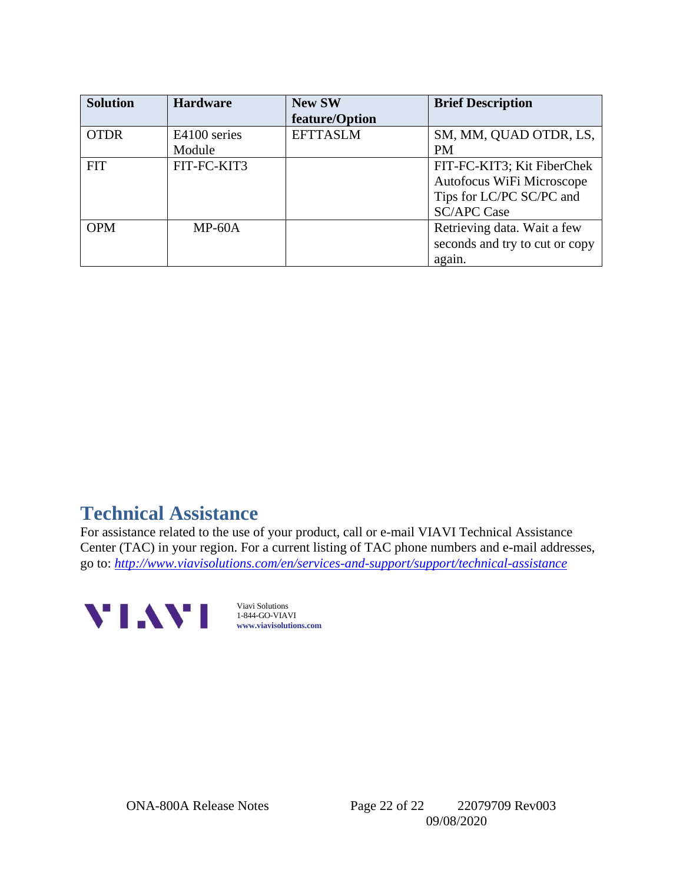| Solution | Hardware | New SW feature/Option | Brief Description |
|---|---|---|---|
| OTDR | E4100 series Module | EFTTASLM | SM, MM, QUAD OTDR, LS, PM |
| FIT | FIT-FC-KIT3 | | FIT-FC-KIT3; Kit FiberChek Autofocus WiFi Microscope Tips for LC/PC SC/PC and SC/APC Case |
| OPM | MP-60A | | Retrieving data. Wait a few seconds and try to cut or copy again. |

## Technical Assistance

For assistance related to the use of your product, call or e-mail VIAVI Technical Assistance Center (TAC) in your region. For a current listing of TAC phone numbers and e-mail addresses, go to: *http://www.viavisolutions.com/en/services-and-support/support/technical-assistance*

VIAVI

Viavi Solutions
1-844-GO-VIAVI
**www.viavisolutions.com**